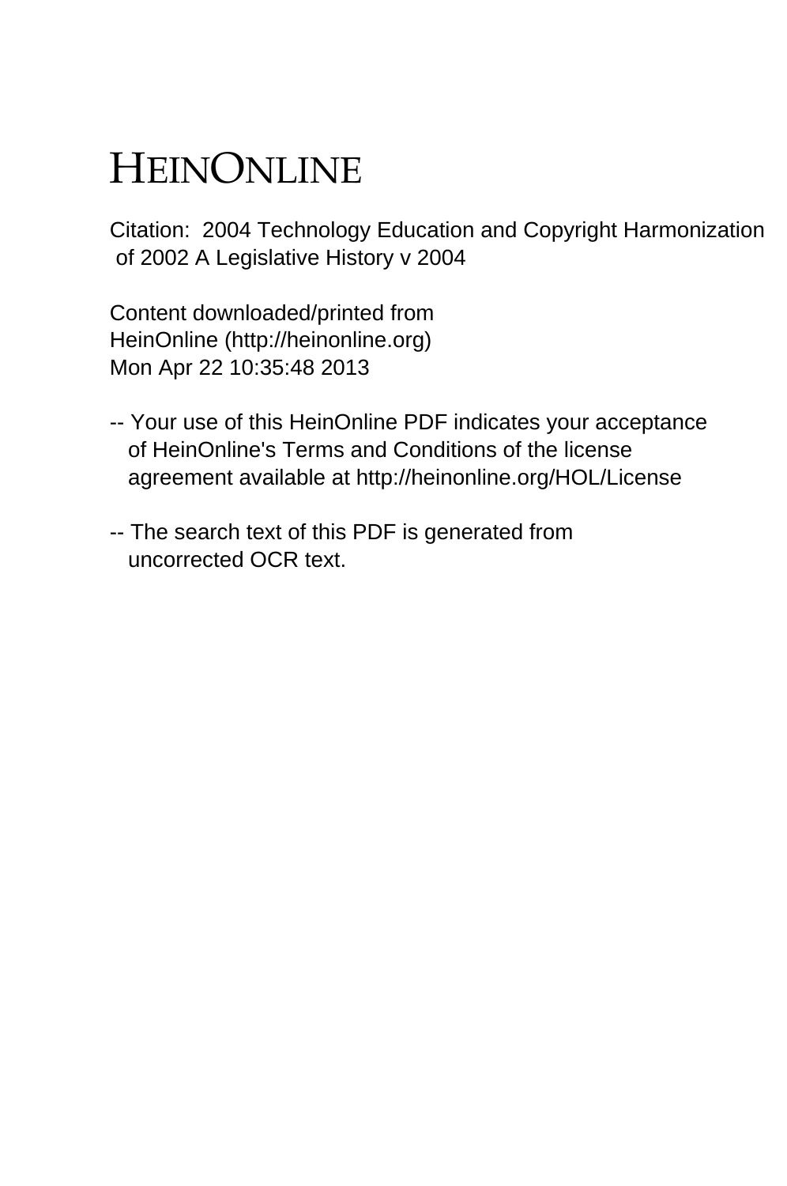# HEINONLINE

Citation: 2004 Technology Education and Copyright Harmonization of 2002 A Legislative History v 2004

Content downloaded/printed from
HeinOnline (http://heinonline.org)
Mon Apr 22 10:35:48 2013

-- Your use of this HeinOnline PDF indicates your acceptance of HeinOnline's Terms and Conditions of the license agreement available at http://heinonline.org/HOL/License

-- The search text of this PDF is generated from uncorrected OCR text.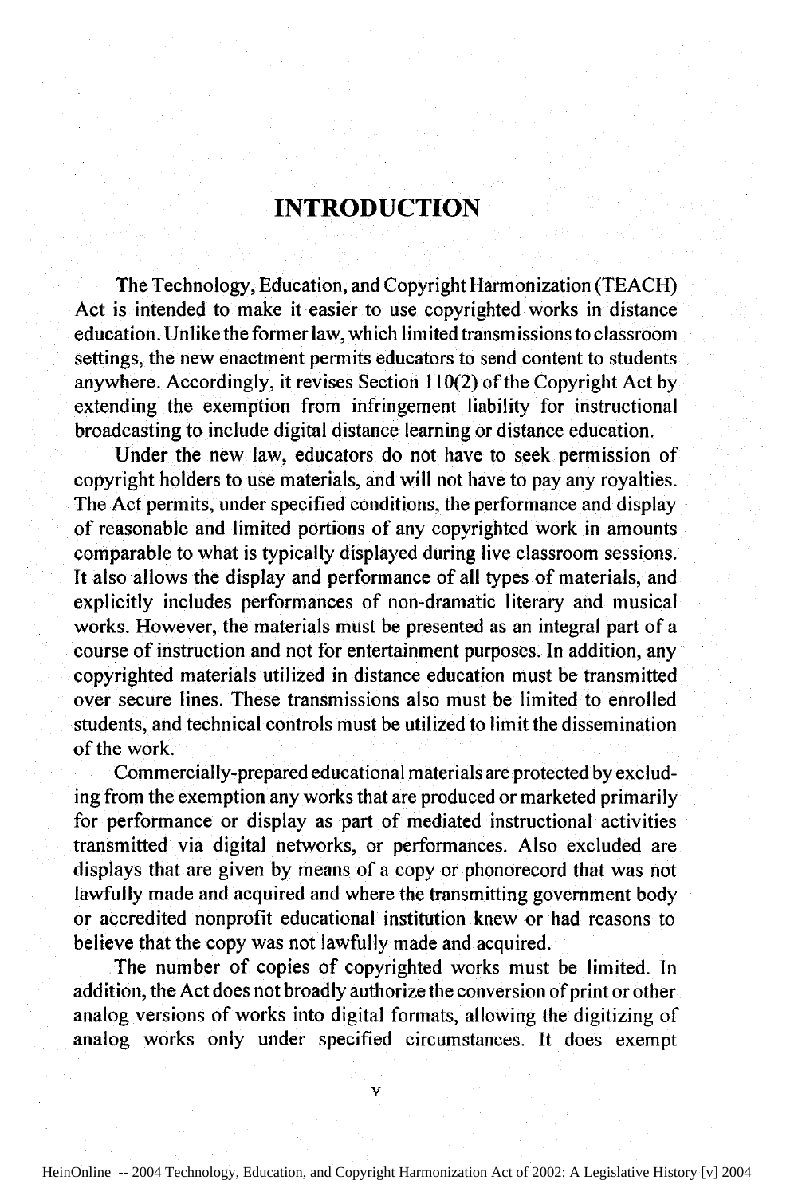# INTRODUCTION

The Technology, Education, and Copyright Harmonization (TEACH) Act is intended to make it easier to use copyrighted works in distance education. Unlike the former law, which limited transmissions to classroom settings, the new enactment permits educators to send content to students anywhere. Accordingly, it revises Section 110(2) of the Copyright Act by extending the exemption from infringement liability for instructional broadcasting to include digital distance learning or distance education.

Under the new law, educators do not have to seek permission of copyright holders to use materials, and will not have to pay any royalties. The Act permits, under specified conditions, the performance and display of reasonable and limited portions of any copyrighted work in amounts comparable to what is typically displayed during live classroom sessions. It also allows the display and performance of all types of materials, and explicitly includes performances of non-dramatic literary and musical works. However, the materials must be presented as an integral part of a course of instruction and not for entertainment purposes. In addition, any copyrighted materials utilized in distance education must be transmitted over secure lines. These transmissions also must be limited to enrolled students, and technical controls must be utilized to limit the dissemination of the work.

Commercially-prepared educational materials are protected by excluding from the exemption any works that are produced or marketed primarily for performance or display as part of mediated instructional activities transmitted via digital networks, or performances. Also excluded are displays that are given by means of a copy or phonorecord that was not lawfully made and acquired and where the transmitting government body or accredited nonprofit educational institution knew or had reasons to believe that the copy was not lawfully made and acquired.

The number of copies of copyrighted works must be limited. In addition, the Act does not broadly authorize the conversion of print or other analog versions of works into digital formats, allowing the digitizing of analog works only under specified circumstances. It does exempt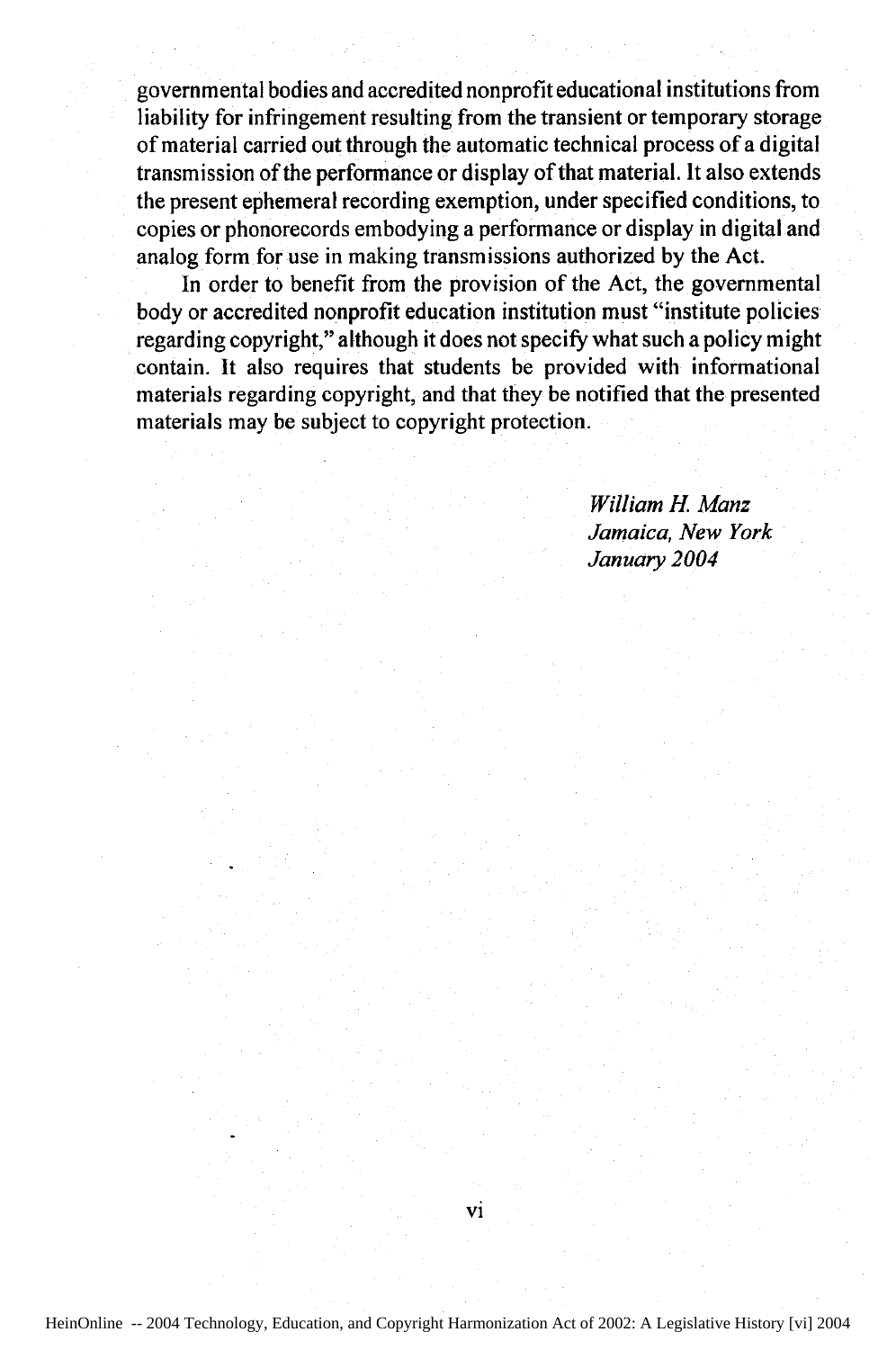governmental bodies and accredited nonprofit educational institutions from liability for infringement resulting from the transient or temporary storage of material carried out through the automatic technical process of a digital transmission of the performance or display of that material. It also extends the present ephemeral recording exemption, under specified conditions, to copies or phonorecords embodying a performance or display in digital and analog form for use in making transmissions authorized by the Act.

In order to benefit from the provision of the Act, the governmental body or accredited nonprofit education institution must "institute policies regarding copyright," although it does not specify what such a policy might contain. It also requires that students be provided with informational materials regarding copyright, and that they be notified that the presented materials may be subject to copyright protection.

*William H. Manz*
*Jamaica, New York*
*January 2004*